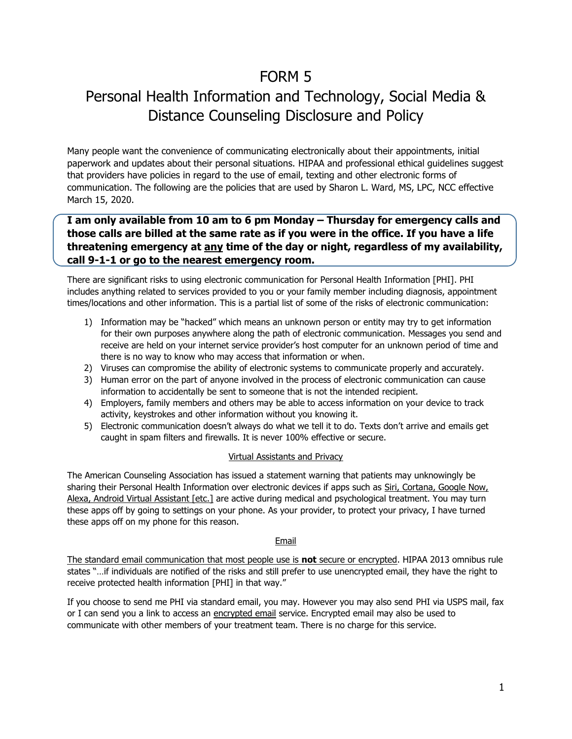# FORM 5

# Personal Health Information and Technology, Social Media & Distance Counseling Disclosure and Policy

Many people want the convenience of communicating electronically about their appointments, initial paperwork and updates about their personal situations. HIPAA and professional ethical guidelines suggest that providers have policies in regard to the use of email, texting and other electronic forms of communication. The following are the policies that are used by Sharon L. Ward, MS, LPC, NCC effective March 15, 2020.

**I am only available from 10 am to 6 pm Monday – Thursday for emergency calls and those calls are billed at the same rate as if you were in the office. If you have a life threatening emergency at <u>any</u> time of the day or night, regardless of my availability, call 9-1-1 or go to the nearest emergency room.**

There are significant risks to using electronic communication for Personal Health Information [PHI]. PHI includes anything related to services provided to you or your family member including diagnosis, appointment times/locations and other information. This is a partial list of some of the risks of electronic communication:

1) Information may be "hacked" which means an unknown person or entity may try to get information for their own purposes anywhere along the path of electronic communication. Messages you send and receive are held on your internet service provider's host computer for an unknown period of time and there is no way to know who may access that information or when.
2) Viruses can compromise the ability of electronic systems to communicate properly and accurately.
3) Human error on the part of anyone involved in the process of electronic communication can cause information to accidentally be sent to someone that is not the intended recipient.
4) Employers, family members and others may be able to access information on your device to track activity, keystrokes and other information without you knowing it.
5) Electronic communication doesn't always do what we tell it to do. Texts don't arrive and emails get caught in spam filters and firewalls. It is never 100% effective or secure.

<u>Virtual Assistants and Privacy</u>

The American Counseling Association has issued a statement warning that patients may unknowingly be sharing their Personal Health Information over electronic devices if apps such as <u>Siri, Cortana, Google Now, Alexa, Android Virtual Assistant [etc.]</u> are active during medical and psychological treatment. You may turn these apps off by going to settings on your phone. As your provider, to protect your privacy, I have turned these apps off on my phone for this reason.

<u>Email</u>

<u>The standard email communication that most people use is **not** secure or encrypted</u>. HIPAA 2013 omnibus rule states "…if individuals are notified of the risks and still prefer to use unencrypted email, they have the right to receive protected health information [PHI] in that way."

If you choose to send me PHI via standard email, you may. However you may also send PHI via USPS mail, fax or I can send you a link to access an <u>encrypted email</u> service. Encrypted email may also be used to communicate with other members of your treatment team. There is no charge for this service.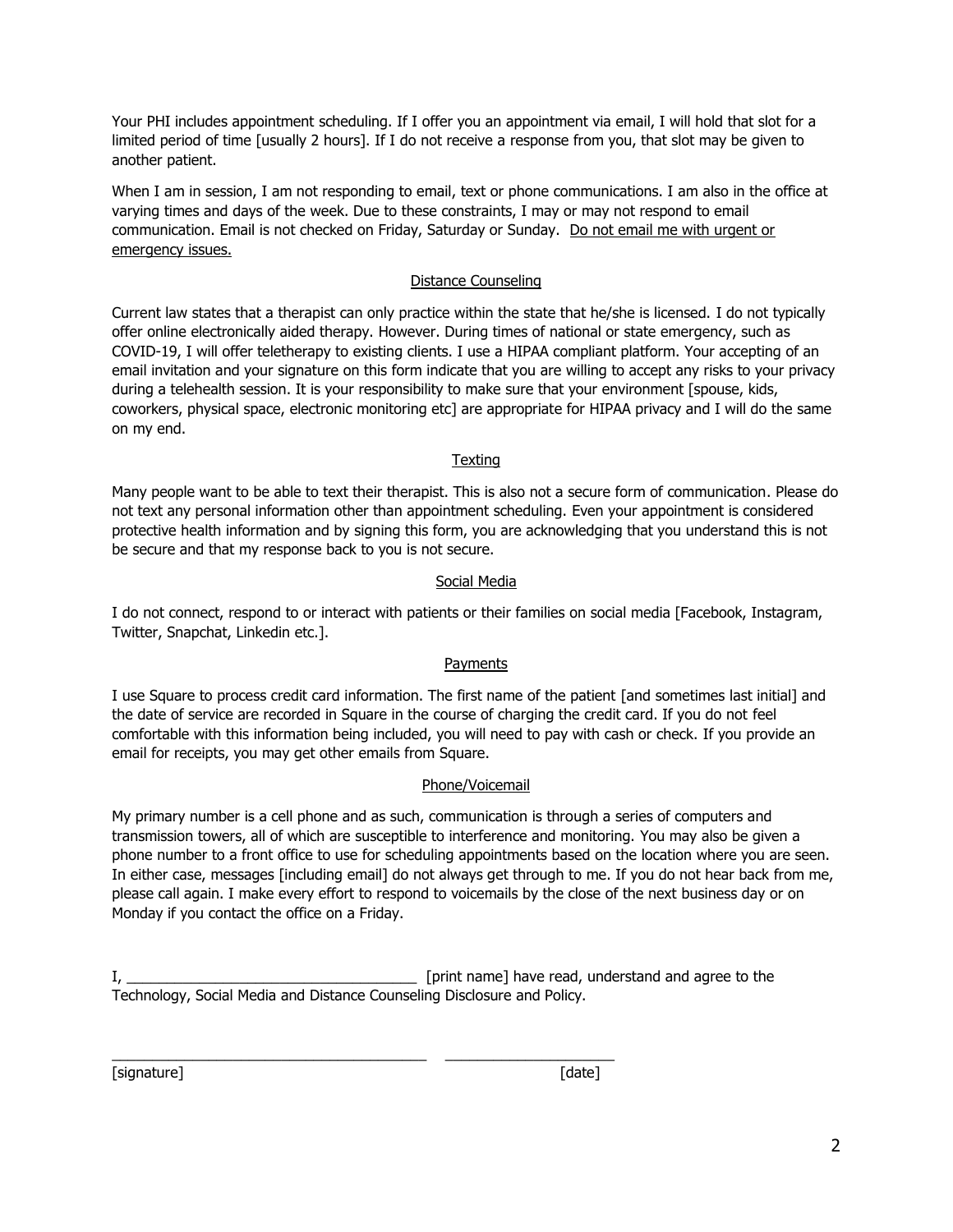Your PHI includes appointment scheduling. If I offer you an appointment via email, I will hold that slot for a limited period of time [usually 2 hours]. If I do not receive a response from you, that slot may be given to another patient.

When I am in session, I am not responding to email, text or phone communications. I am also in the office at varying times and days of the week. Due to these constraints, I may or may not respond to email communication. Email is not checked on Friday, Saturday or Sunday. <u>Do not email me with urgent or emergency issues.</u>

## Distance Counseling

Current law states that a therapist can only practice within the state that he/she is licensed. I do not typically offer online electronically aided therapy. However. During times of national or state emergency, such as COVID-19, I will offer teletherapy to existing clients. I use a HIPAA compliant platform. Your accepting of an email invitation and your signature on this form indicate that you are willing to accept any risks to your privacy during a telehealth session. It is your responsibility to make sure that your environment [spouse, kids, coworkers, physical space, electronic monitoring etc] are appropriate for HIPAA privacy and I will do the same on my end.

## Texting

Many people want to be able to text their therapist. This is also not a secure form of communication. Please do not text any personal information other than appointment scheduling. Even your appointment is considered protective health information and by signing this form, you are acknowledging that you understand this is not be secure and that my response back to you is not secure.

## Social Media

I do not connect, respond to or interact with patients or their families on social media [Facebook, Instagram, Twitter, Snapchat, Linkedin etc.].

## Payments

I use Square to process credit card information. The first name of the patient [and sometimes last initial] and the date of service are recorded in Square in the course of charging the credit card. If you do not feel comfortable with this information being included, you will need to pay with cash or check. If you provide an email for receipts, you may get other emails from Square.

## Phone/Voicemail

My primary number is a cell phone and as such, communication is through a series of computers and transmission towers, all of which are susceptible to interference and monitoring. You may also be given a phone number to a front office to use for scheduling appointments based on the location where you are seen. In either case, messages [including email] do not always get through to me. If you do not hear back from me, please call again. I make every effort to respond to voicemails by the close of the next business day or on Monday if you contact the office on a Friday.

I, ____________________________________ [print name] have read, understand and agree to the Technology, Social Media and Distance Counseling Disclosure and Policy.

________________________________________ _____________________

[signature] [date]